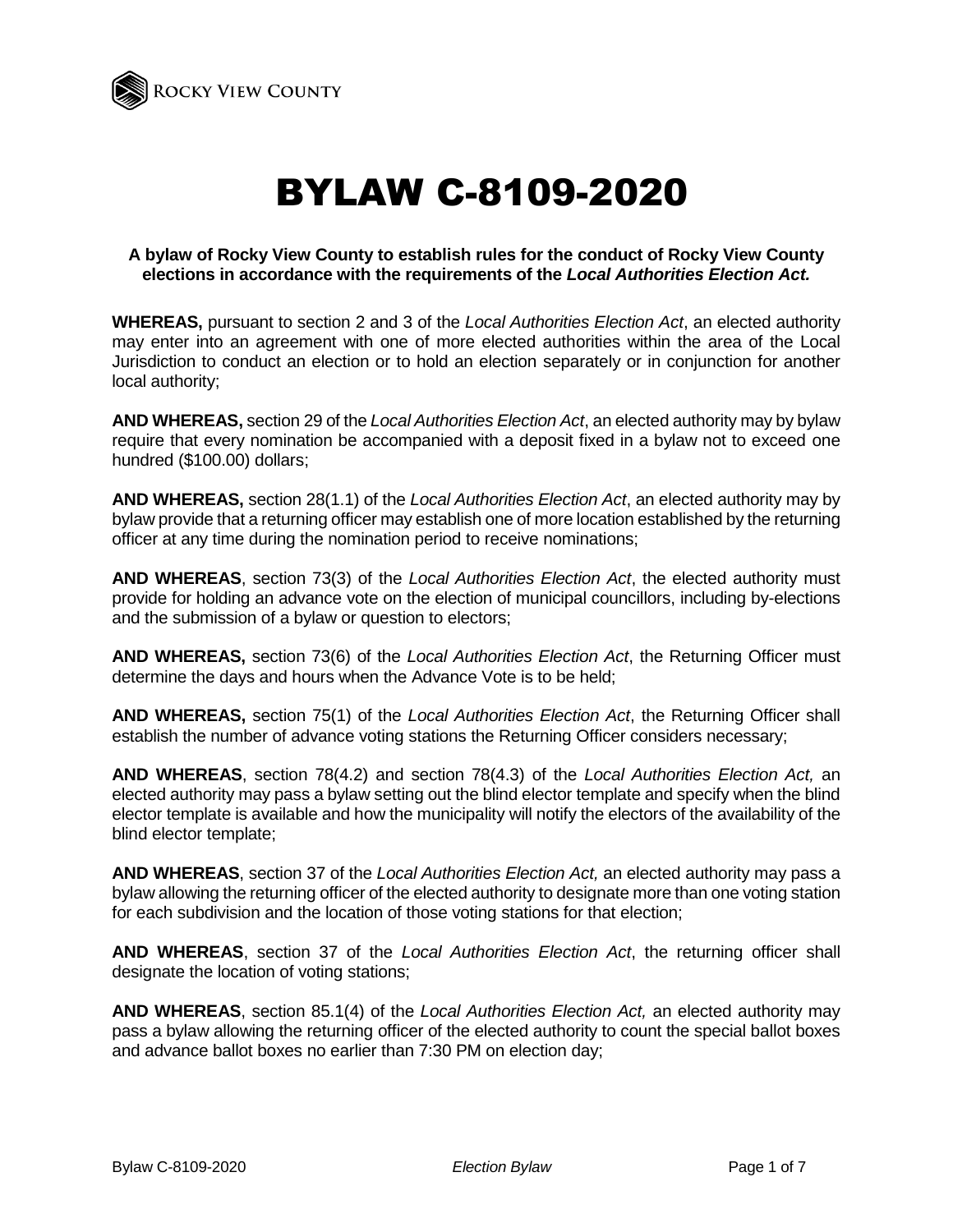# BYLAW C-8109-2020

**A bylaw of Rocky View County to establish rules for the conduct of Rocky View County elections in accordance with the requirements of the *Local Authorities Election Act.***

**WHEREAS,** pursuant to section 2 and 3 of the *Local Authorities Election Act*, an elected authority may enter into an agreement with one of more elected authorities within the area of the Local Jurisdiction to conduct an election or to hold an election separately or in conjunction for another local authority;

**AND WHEREAS,** section 29 of the *Local Authorities Election Act*, an elected authority may by bylaw require that every nomination be accompanied with a deposit fixed in a bylaw not to exceed one hundred ($100.00) dollars;

**AND WHEREAS,** section 28(1.1) of the *Local Authorities Election Act*, an elected authority may by bylaw provide that a returning officer may establish one of more location established by the returning officer at any time during the nomination period to receive nominations;

**AND WHEREAS**, section 73(3) of the *Local Authorities Election Act*, the elected authority must provide for holding an advance vote on the election of municipal councillors, including by-elections and the submission of a bylaw or question to electors;

**AND WHEREAS,** section 73(6) of the *Local Authorities Election Act*, the Returning Officer must determine the days and hours when the Advance Vote is to be held;

**AND WHEREAS,** section 75(1) of the *Local Authorities Election Act*, the Returning Officer shall establish the number of advance voting stations the Returning Officer considers necessary;

**AND WHEREAS**, section 78(4.2) and section 78(4.3) of the *Local Authorities Election Act,* an elected authority may pass a bylaw setting out the blind elector template and specify when the blind elector template is available and how the municipality will notify the electors of the availability of the blind elector template;

**AND WHEREAS**, section 37 of the *Local Authorities Election Act,* an elected authority may pass a bylaw allowing the returning officer of the elected authority to designate more than one voting station for each subdivision and the location of those voting stations for that election;

**AND WHEREAS**, section 37 of the *Local Authorities Election Act*, the returning officer shall designate the location of voting stations;

**AND WHEREAS**, section 85.1(4) of the *Local Authorities Election Act,* an elected authority may pass a bylaw allowing the returning officer of the elected authority to count the special ballot boxes and advance ballot boxes no earlier than 7:30 PM on election day;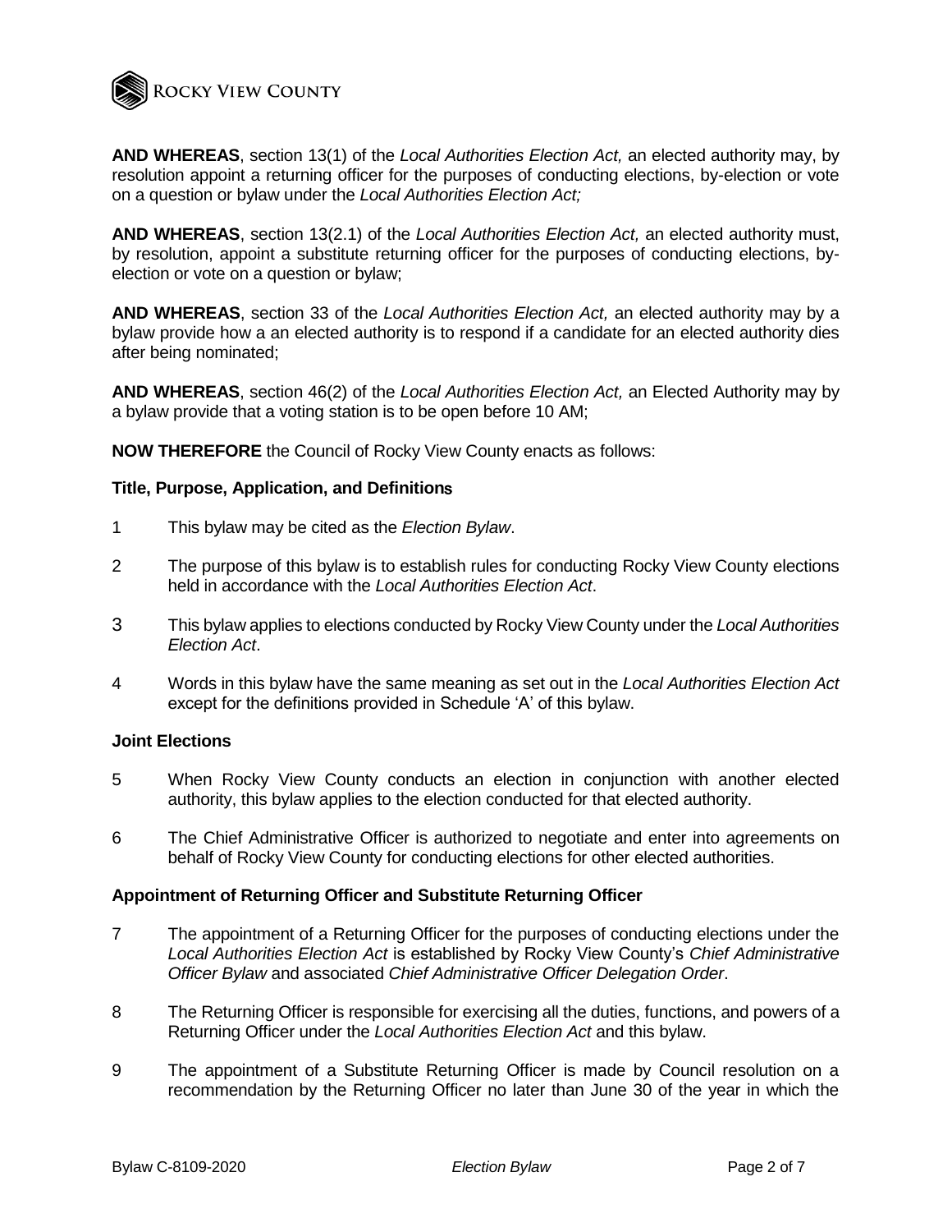**AND WHEREAS**, section 13(1) of the *Local Authorities Election Act,* an elected authority may, by resolution appoint a returning officer for the purposes of conducting elections, by-election or vote on a question or bylaw under the *Local Authorities Election Act;*

**AND WHEREAS**, section 13(2.1) of the *Local Authorities Election Act,* an elected authority must, by resolution, appoint a substitute returning officer for the purposes of conducting elections, by-election or vote on a question or bylaw;

**AND WHEREAS**, section 33 of the *Local Authorities Election Act,* an elected authority may by a bylaw provide how a an elected authority is to respond if a candidate for an elected authority dies after being nominated;

**AND WHEREAS**, section 46(2) of the *Local Authorities Election Act,* an Elected Authority may by a bylaw provide that a voting station is to be open before 10 AM;

**NOW THEREFORE** the Council of Rocky View County enacts as follows:

**Title, Purpose, Application, and Definitions**

1 This bylaw may be cited as the *Election Bylaw*.

2 The purpose of this bylaw is to establish rules for conducting Rocky View County elections held in accordance with the *Local Authorities Election Act*.

3 This bylaw applies to elections conducted by Rocky View County under the *Local Authorities Election Act*.

4 Words in this bylaw have the same meaning as set out in the *Local Authorities Election Act* except for the definitions provided in Schedule 'A' of this bylaw.

**Joint Elections**

5 When Rocky View County conducts an election in conjunction with another elected authority, this bylaw applies to the election conducted for that elected authority.

6 The Chief Administrative Officer is authorized to negotiate and enter into agreements on behalf of Rocky View County for conducting elections for other elected authorities.

**Appointment of Returning Officer and Substitute Returning Officer**

7 The appointment of a Returning Officer for the purposes of conducting elections under the *Local Authorities Election Act* is established by Rocky View County's *Chief Administrative Officer Bylaw* and associated *Chief Administrative Officer Delegation Order*.

8 The Returning Officer is responsible for exercising all the duties, functions, and powers of a Returning Officer under the *Local Authorities Election Act* and this bylaw.

9 The appointment of a Substitute Returning Officer is made by Council resolution on a recommendation by the Returning Officer no later than June 30 of the year in which the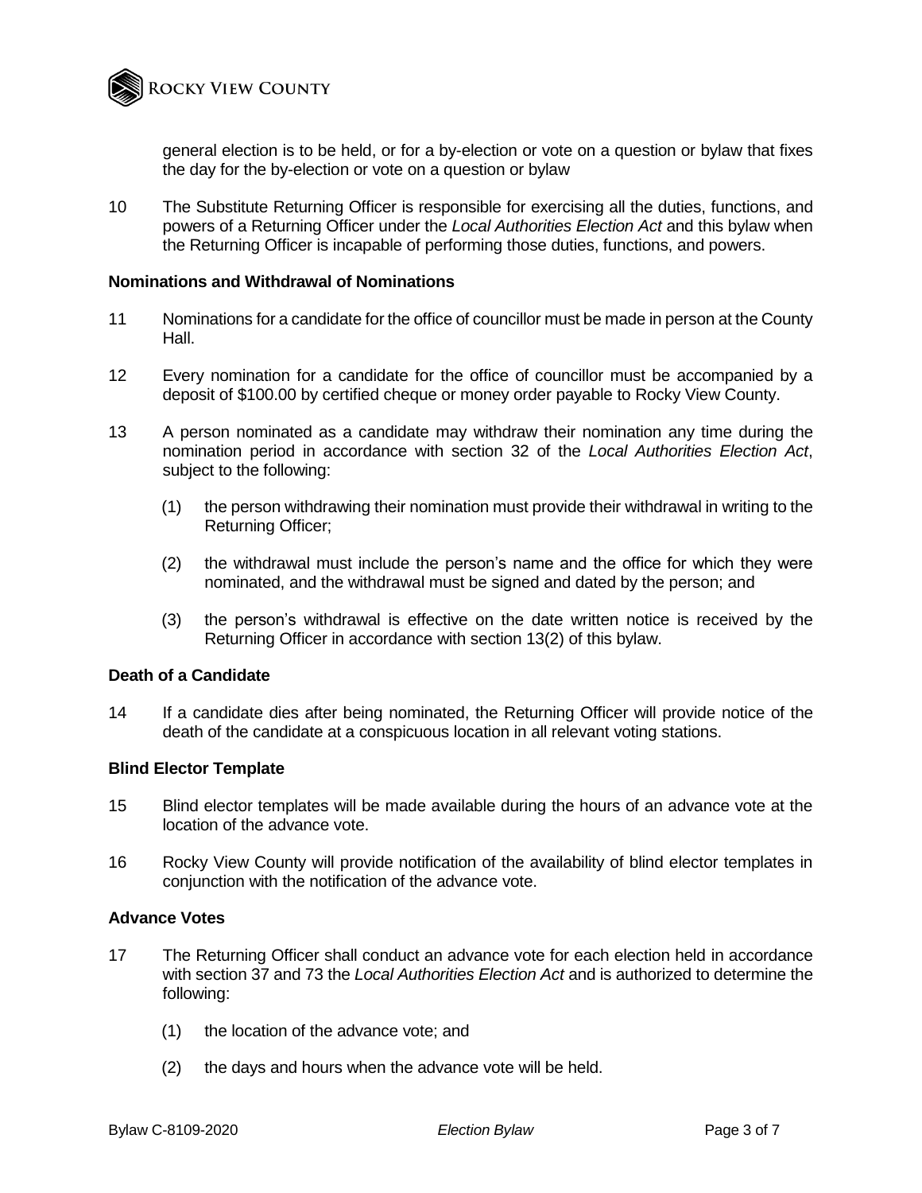general election is to be held, or for a by-election or vote on a question or bylaw that fixes the day for the by-election or vote on a question or bylaw

10 The Substitute Returning Officer is responsible for exercising all the duties, functions, and powers of a Returning Officer under the *Local Authorities Election Act* and this bylaw when the Returning Officer is incapable of performing those duties, functions, and powers.

**Nominations and Withdrawal of Nominations**

11 Nominations for a candidate for the office of councillor must be made in person at the County Hall.

12 Every nomination for a candidate for the office of councillor must be accompanied by a deposit of $100.00 by certified cheque or money order payable to Rocky View County.

13 A person nominated as a candidate may withdraw their nomination any time during the nomination period in accordance with section 32 of the *Local Authorities Election Act*, subject to the following:

(1) the person withdrawing their nomination must provide their withdrawal in writing to the Returning Officer;

(2) the withdrawal must include the person's name and the office for which they were nominated, and the withdrawal must be signed and dated by the person; and

(3) the person's withdrawal is effective on the date written notice is received by the Returning Officer in accordance with section 13(2) of this bylaw.

**Death of a Candidate**

14 If a candidate dies after being nominated, the Returning Officer will provide notice of the death of the candidate at a conspicuous location in all relevant voting stations.

**Blind Elector Template**

15 Blind elector templates will be made available during the hours of an advance vote at the location of the advance vote.

16 Rocky View County will provide notification of the availability of blind elector templates in conjunction with the notification of the advance vote.

**Advance Votes**

17 The Returning Officer shall conduct an advance vote for each election held in accordance with section 37 and 73 the *Local Authorities Election Act* and is authorized to determine the following:

(1) the location of the advance vote; and

(2) the days and hours when the advance vote will be held.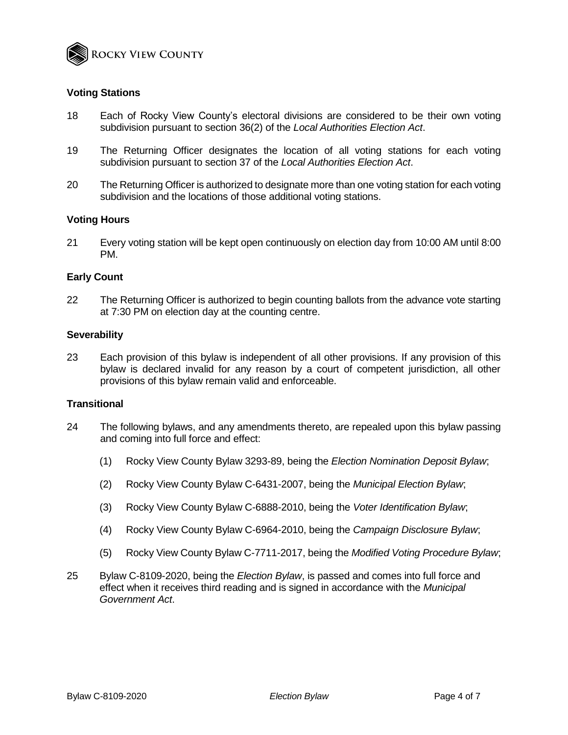### Voting Stations

18 Each of Rocky View County's electoral divisions are considered to be their own voting subdivision pursuant to section 36(2) of the *Local Authorities Election Act*.

19 The Returning Officer designates the location of all voting stations for each voting subdivision pursuant to section 37 of the *Local Authorities Election Act*.

20 The Returning Officer is authorized to designate more than one voting station for each voting subdivision and the locations of those additional voting stations.

### Voting Hours

21 Every voting station will be kept open continuously on election day from 10:00 AM until 8:00 PM.

### Early Count

22 The Returning Officer is authorized to begin counting ballots from the advance vote starting at 7:30 PM on election day at the counting centre.

### Severability

23 Each provision of this bylaw is independent of all other provisions. If any provision of this bylaw is declared invalid for any reason by a court of competent jurisdiction, all other provisions of this bylaw remain valid and enforceable.

### Transitional

24 The following bylaws, and any amendments thereto, are repealed upon this bylaw passing and coming into full force and effect:

(1) Rocky View County Bylaw 3293-89, being the *Election Nomination Deposit Bylaw*;

(2) Rocky View County Bylaw C-6431-2007, being the *Municipal Election Bylaw*;

(3) Rocky View County Bylaw C-6888-2010, being the *Voter Identification Bylaw*;

(4) Rocky View County Bylaw C-6964-2010, being the *Campaign Disclosure Bylaw*;

(5) Rocky View County Bylaw C-7711-2017, being the *Modified Voting Procedure Bylaw*;

25 Bylaw C-8109-2020, being the *Election Bylaw*, is passed and comes into full force and effect when it receives third reading and is signed in accordance with the *Municipal Government Act*.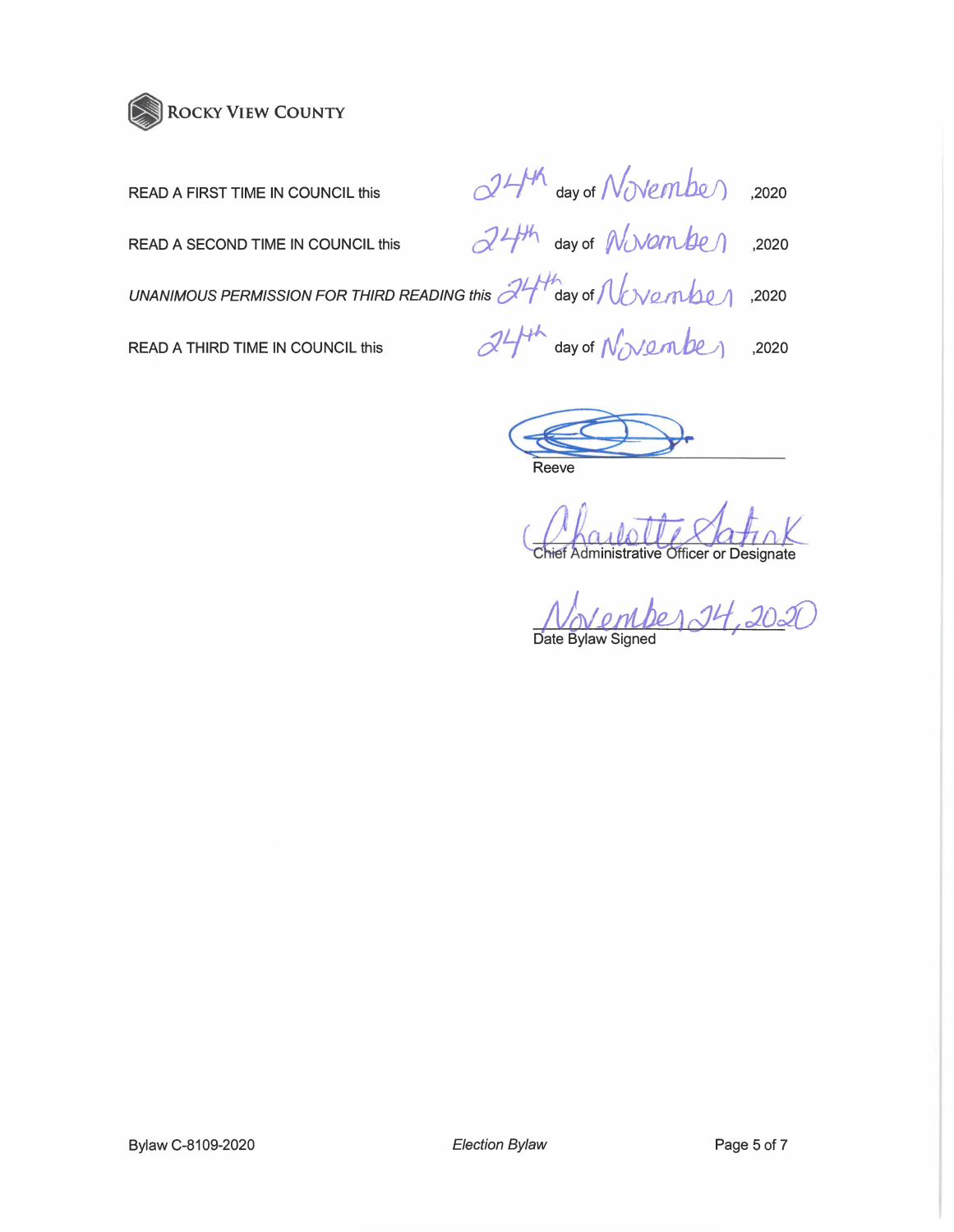ROCKY VIEW COUNTY

READ A FIRST TIME IN COUNCIL this 24th day of November ,2020

READ A SECOND TIME IN COUNCIL this 24th day of November ,2020

*UNANIMOUS PERMISSION FOR THIRD READING this* 24th day of November ,2020

READ A THIRD TIME IN COUNCIL this 24th day of November ,2020

Reeve

Charlotte Satink
Chief Administrative Officer or Designate

November 24, 2020
Date Bylaw Signed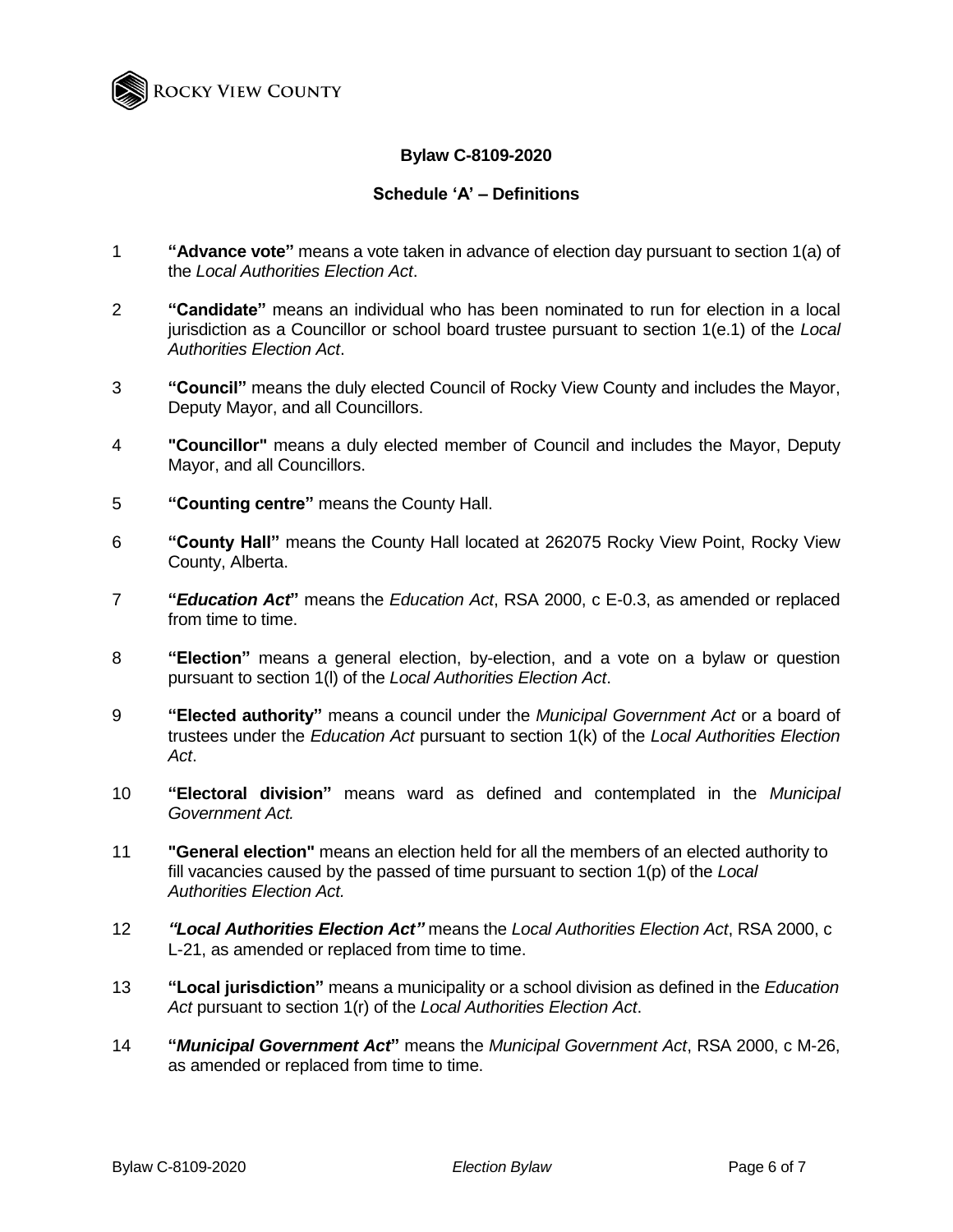**Bylaw C-8109-2020**

**Schedule 'A' – Definitions**

1 **"Advance vote"** means a vote taken in advance of election day pursuant to section 1(a) of the *Local Authorities Election Act*.

2 **"Candidate"** means an individual who has been nominated to run for election in a local jurisdiction as a Councillor or school board trustee pursuant to section 1(e.1) of the *Local Authorities Election Act*.

3 **"Council"** means the duly elected Council of Rocky View County and includes the Mayor, Deputy Mayor, and all Councillors.

4 **"Councillor"** means a duly elected member of Council and includes the Mayor, Deputy Mayor, and all Councillors.

5 **"Counting centre"** means the County Hall.

6 **"County Hall"** means the County Hall located at 262075 Rocky View Point, Rocky View County, Alberta.

7 **"*Education Act*"** means the *Education Act*, RSA 2000, c E-0.3, as amended or replaced from time to time.

8 **"Election"** means a general election, by-election, and a vote on a bylaw or question pursuant to section 1(l) of the *Local Authorities Election Act*.

9 **"Elected authority"** means a council under the *Municipal Government Act* or a board of trustees under the *Education Act* pursuant to section 1(k) of the *Local Authorities Election Act*.

10 **"Electoral division"** means ward as defined and contemplated in the *Municipal Government Act.*

11 **"General election"** means an election held for all the members of an elected authority to fill vacancies caused by the passed of time pursuant to section 1(p) of the *Local Authorities Election Act.*

12 ***"Local Authorities Election Act"*** means the *Local Authorities Election Act*, RSA 2000, c L-21, as amended or replaced from time to time.

13 **"Local jurisdiction"** means a municipality or a school division as defined in the *Education Act* pursuant to section 1(r) of the *Local Authorities Election Act*.

14 **"*Municipal Government Act*"** means the *Municipal Government Act*, RSA 2000, c M-26, as amended or replaced from time to time.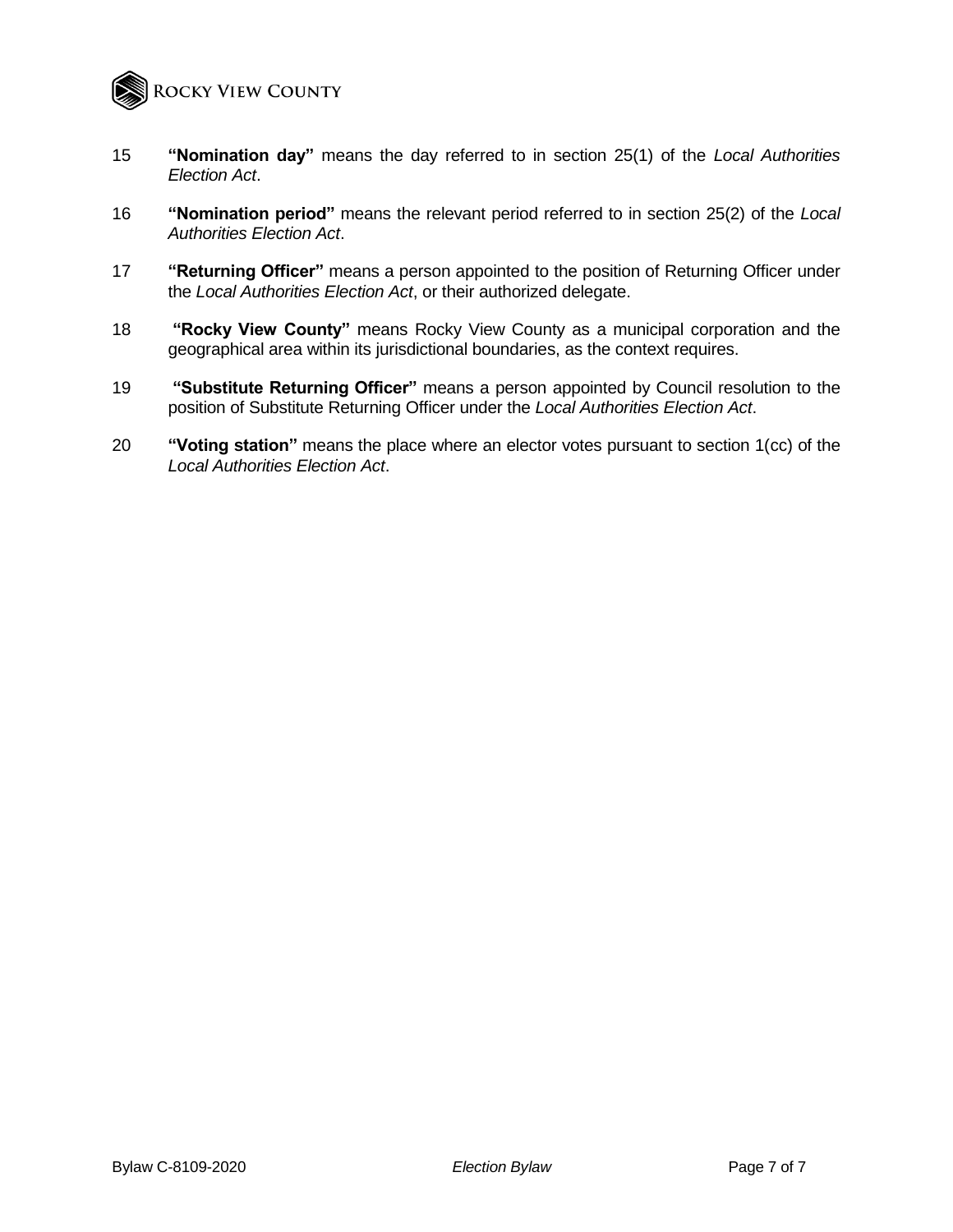15 **"Nomination day"** means the day referred to in section 25(1) of the *Local Authorities Election Act*.

16 **"Nomination period"** means the relevant period referred to in section 25(2) of the *Local Authorities Election Act*.

17 **"Returning Officer"** means a person appointed to the position of Returning Officer under the *Local Authorities Election Act*, or their authorized delegate.

18 **"Rocky View County"** means Rocky View County as a municipal corporation and the geographical area within its jurisdictional boundaries, as the context requires.

19 **"Substitute Returning Officer"** means a person appointed by Council resolution to the position of Substitute Returning Officer under the *Local Authorities Election Act*.

20 **"Voting station"** means the place where an elector votes pursuant to section 1(cc) of the *Local Authorities Election Act*.